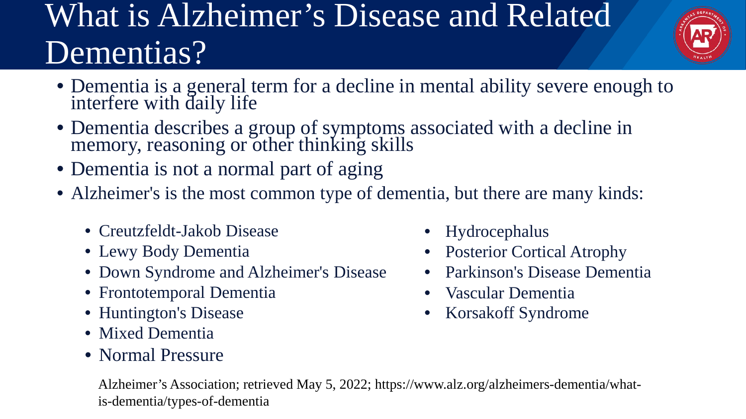# What is Alzheimer’s Disease and Related Dementias?

- Dementia is a general term for a decline in mental ability severe enough to interfere with daily life
- Dementia describes a group of symptoms associated with a decline in memory, reasoning or other thinking skills
- Dementia is not a normal part of aging
- Alzheimer's is the most common type of dementia, but there are many kinds:
  - Creutzfeldt-Jakob Disease
  - Lewy Body Dementia
  - Down Syndrome and Alzheimer's Disease
  - Frontotemporal Dementia
  - Huntington's Disease
  - Mixed Dementia
  - Normal Pressure
  - Hydrocephalus
  - Posterior Cortical Atrophy
  - Parkinson's Disease Dementia
  - Vascular Dementia
  - Korsakoff Syndrome

Alzheimer’s Association; retrieved May 5, 2022; https://www.alz.org/alzheimers-dementia/what-is-dementia/types-of-dementia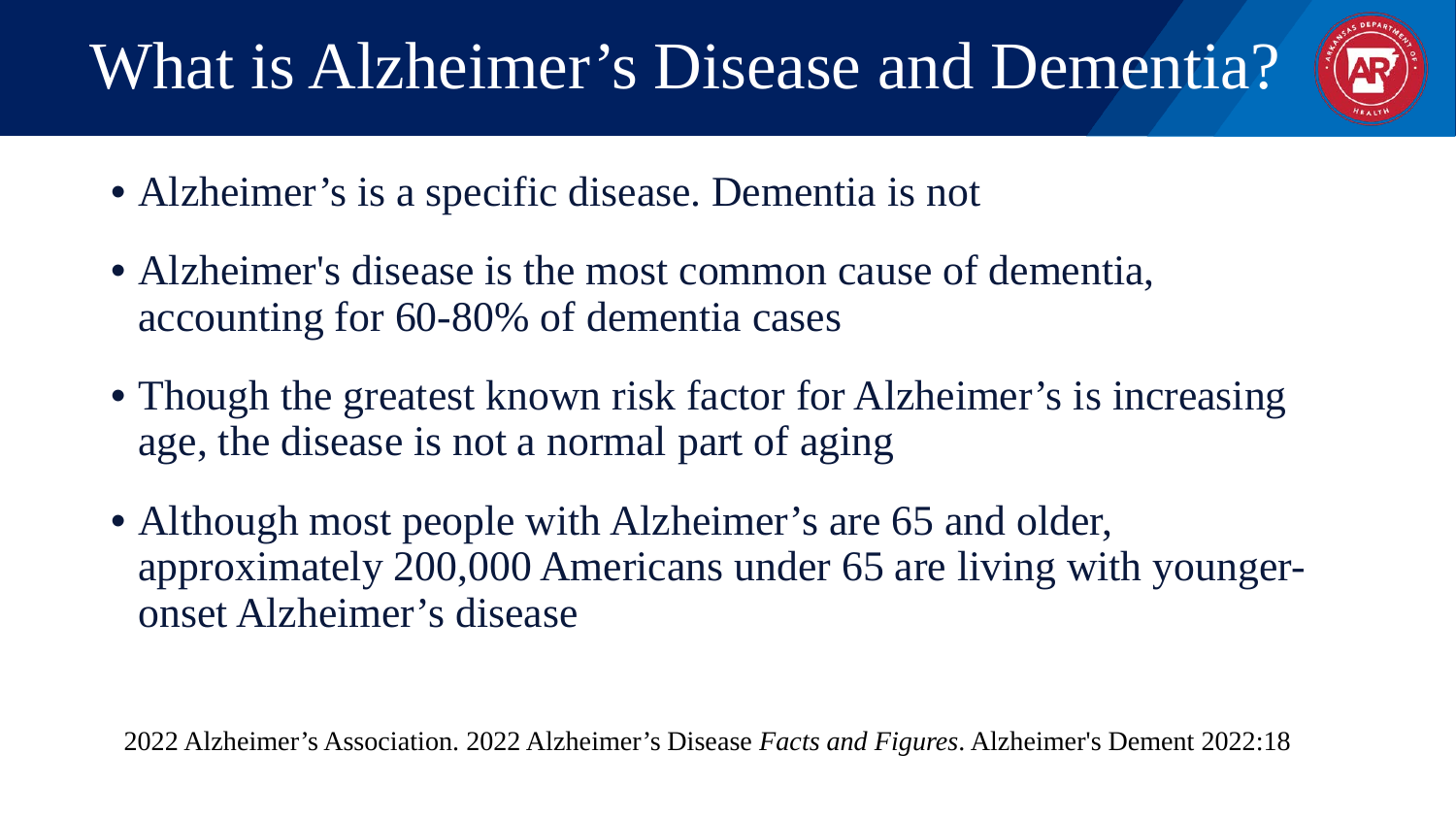# What is Alzheimer's Disease and Dementia?

- Alzheimer's is a specific disease. Dementia is not
- Alzheimer's disease is the most common cause of dementia, accounting for 60-80% of dementia cases
- Though the greatest known risk factor for Alzheimer's is increasing age, the disease is not a normal part of aging
- Although most people with Alzheimer's are 65 and older, approximately 200,000 Americans under 65 are living with younger-onset Alzheimer's disease

2022 Alzheimer's Association. 2022 Alzheimer's Disease *Facts and Figures*. Alzheimer's Dement 2022:18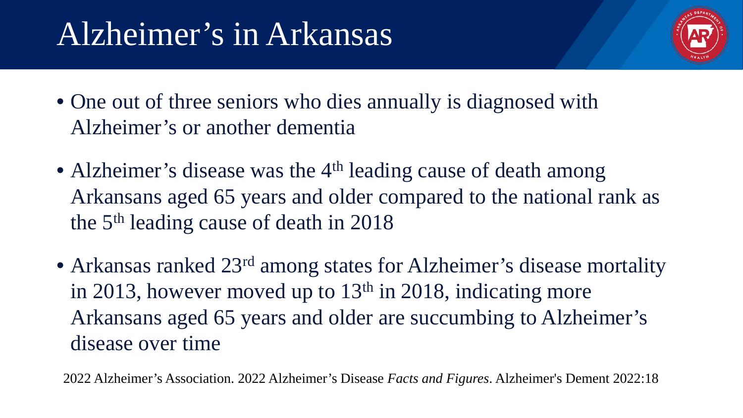# Alzheimer's in Arkansas

- One out of three seniors who dies annually is diagnosed with Alzheimer's or another dementia
- Alzheimer's disease was the 4$^{th}$ leading cause of death among Arkansans aged 65 years and older compared to the national rank as the 5$^{th}$ leading cause of death in 2018
- Arkansas ranked 23$^{rd}$ among states for Alzheimer's disease mortality in 2013, however moved up to 13$^{th}$ in 2018, indicating more Arkansans aged 65 years and older are succumbing to Alzheimer's disease over time

2022 Alzheimer's Association. 2022 Alzheimer's Disease *Facts and Figures*. Alzheimer's Dement 2022:18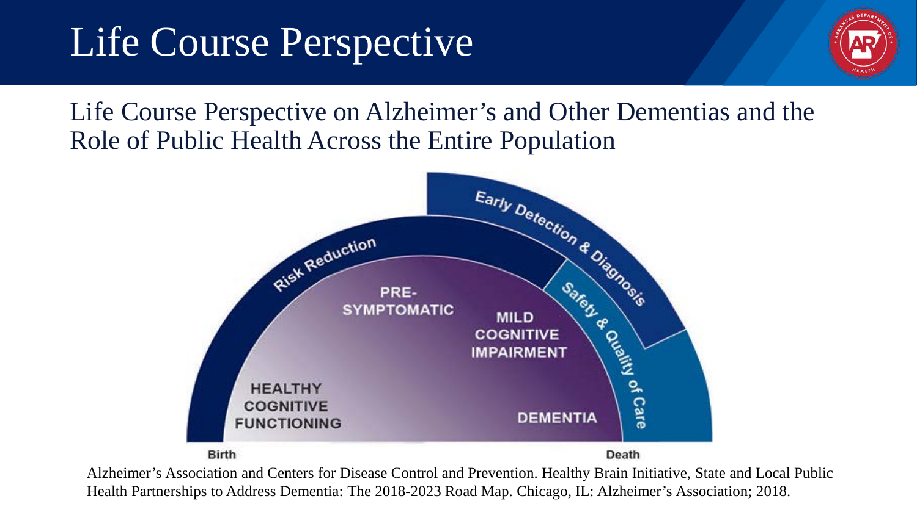# Life Course Perspective

Life Course Perspective on Alzheimer's and Other Dementias and the Role of Public Health Across the Entire Population

Risk Reduction

Early Detection & Diagnosis

Safety & Quality of Care

PRE-SYMPTOMATIC

MILD COGNITIVE IMPAIRMENT

HEALTHY COGNITIVE FUNCTIONING

DEMENTIA

Birth

Death

Alzheimer's Association and Centers for Disease Control and Prevention. Healthy Brain Initiative, State and Local Public Health Partnerships to Address Dementia: The 2018-2023 Road Map. Chicago, IL: Alzheimer's Association; 2018.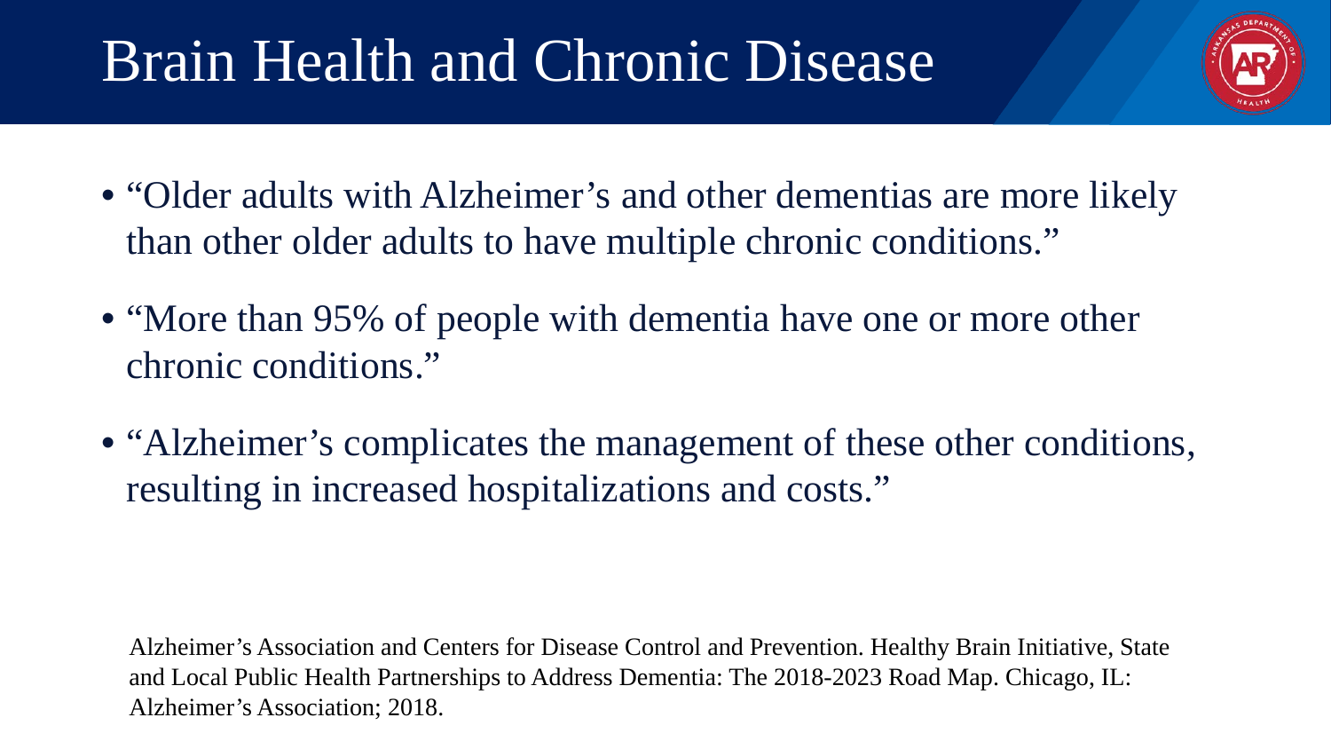# Brain Health and Chronic Disease

- "Older adults with Alzheimer's and other dementias are more likely than other older adults to have multiple chronic conditions."
- "More than 95% of people with dementia have one or more other chronic conditions."
- "Alzheimer's complicates the management of these other conditions, resulting in increased hospitalizations and costs."

Alzheimer's Association and Centers for Disease Control and Prevention. Healthy Brain Initiative, State and Local Public Health Partnerships to Address Dementia: The 2018-2023 Road Map. Chicago, IL: Alzheimer's Association; 2018.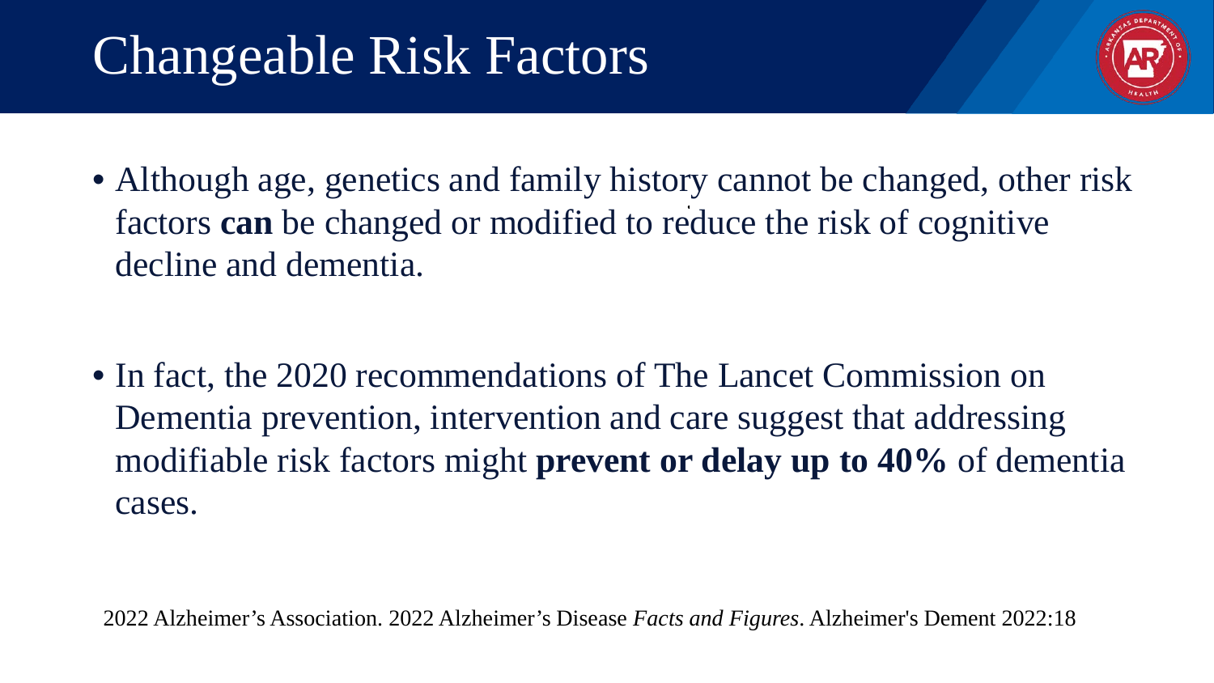# Changeable Risk Factors

- Although age, genetics and family history cannot be changed, other risk factors **can** be changed or modified to reduce the risk of cognitive decline and dementia.

- In fact, the 2020 recommendations of The Lancet Commission on Dementia prevention, intervention and care suggest that addressing modifiable risk factors might **prevent or delay up to 40%** of dementia cases.

2022 Alzheimer's Association. 2022 Alzheimer's Disease *Facts and Figures*. Alzheimer's Dement 2022:18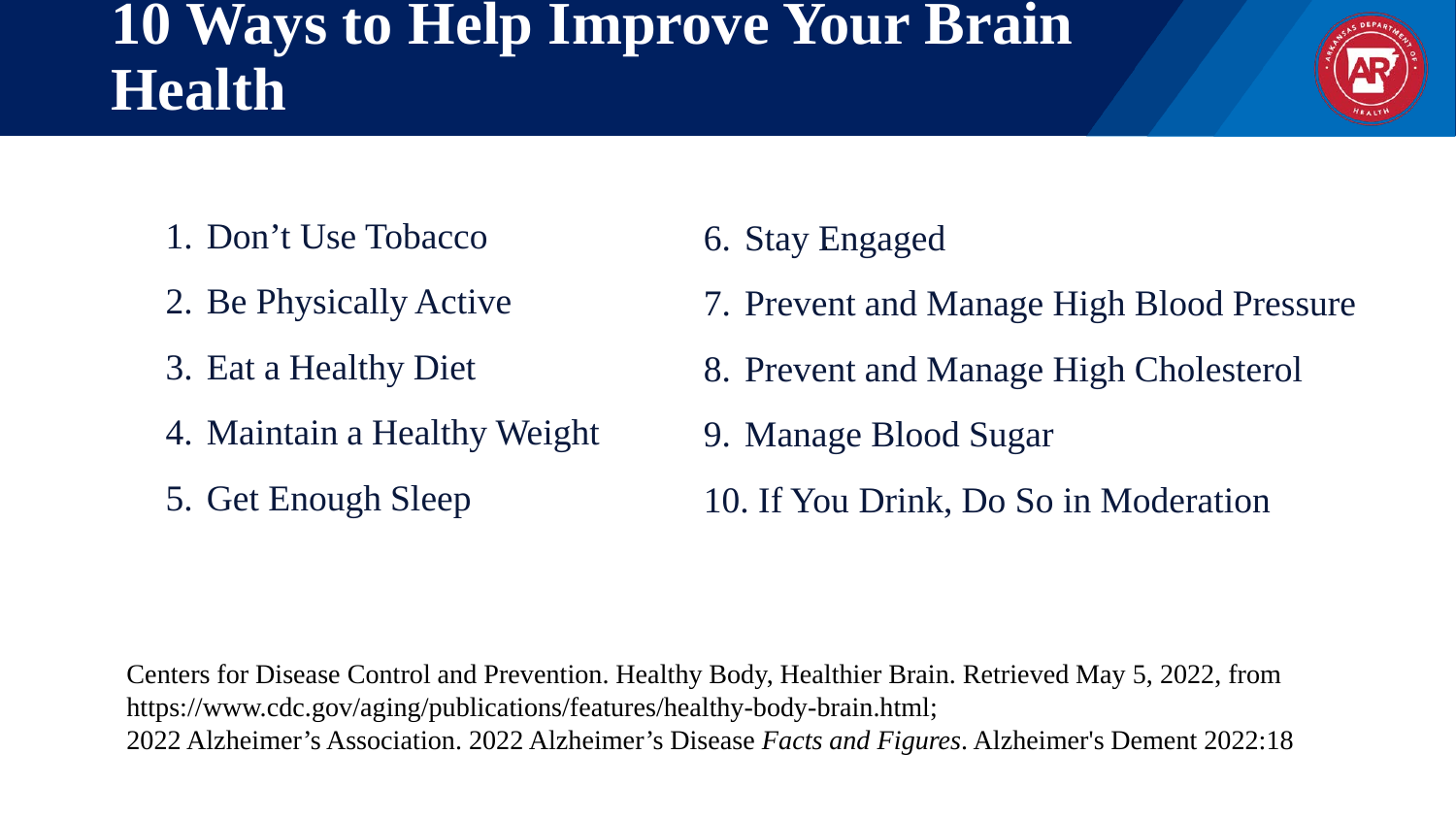# 10 Ways to Help Improve Your Brain Health

1. Don’t Use Tobacco
2. Be Physically Active
3. Eat a Healthy Diet
4. Maintain a Healthy Weight
5. Get Enough Sleep
6. Stay Engaged
7. Prevent and Manage High Blood Pressure
8. Prevent and Manage High Cholesterol
9. Manage Blood Sugar
10. If You Drink, Do So in Moderation

Centers for Disease Control and Prevention. Healthy Body, Healthier Brain. Retrieved May 5, 2022, from https://www.cdc.gov/aging/publications/features/healthy-body-brain.html;
2022 Alzheimer’s Association. 2022 Alzheimer’s Disease *Facts and Figures*. Alzheimer's Dement 2022:18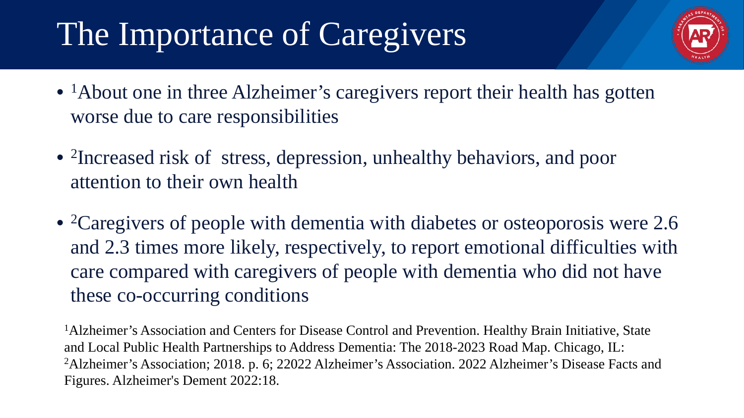# The Importance of Caregivers

- [1]About one in three Alzheimer's caregivers report their health has gotten worse due to care responsibilities
- [2]Increased risk of stress, depression, unhealthy behaviors, and poor attention to their own health
- [2]Caregivers of people with dementia with diabetes or osteoporosis were 2.6 and 2.3 times more likely, respectively, to report emotional difficulties with care compared with caregivers of people with dementia who did not have these co-occurring conditions

[1]Alzheimer's Association and Centers for Disease Control and Prevention. Healthy Brain Initiative, State and Local Public Health Partnerships to Address Dementia: The 2018-2023 Road Map. Chicago, IL: [2]Alzheimer's Association; 2018. p. 6; 22022 Alzheimer's Association. 2022 Alzheimer's Disease Facts and Figures. Alzheimer's Dement 2022:18.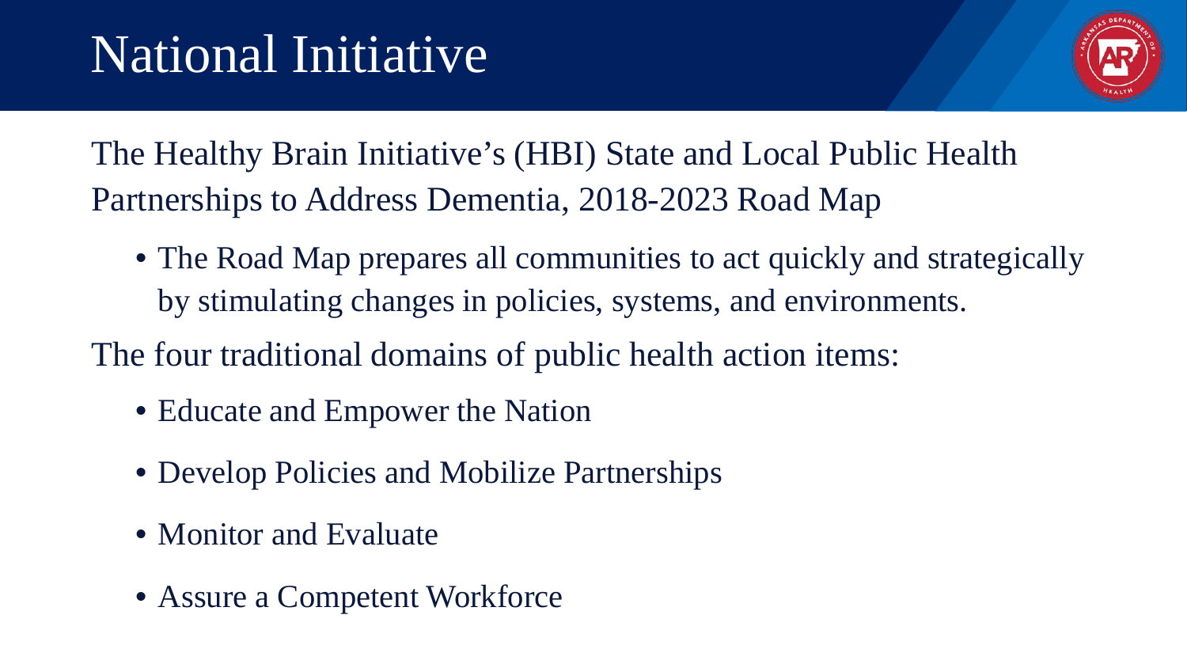# National Initiative

The Healthy Brain Initiative's (HBI) State and Local Public Health Partnerships to Address Dementia, 2018-2023 Road Map

- The Road Map prepares all communities to act quickly and strategically by stimulating changes in policies, systems, and environments.

The four traditional domains of public health action items:

- Educate and Empower the Nation
- Develop Policies and Mobilize Partnerships
- Monitor and Evaluate
- Assure a Competent Workforce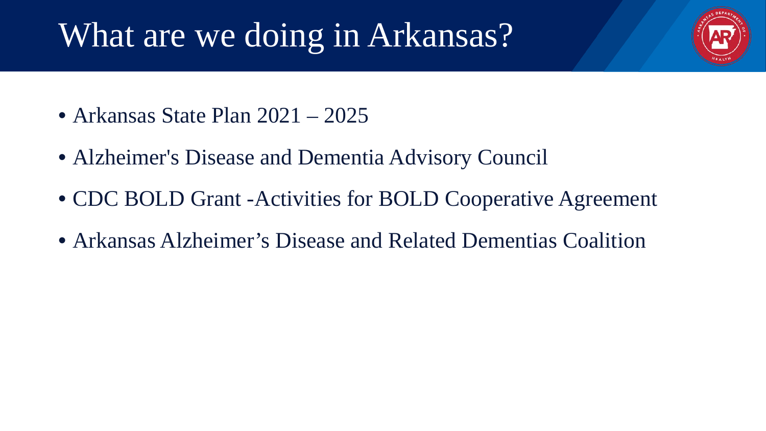# What are we doing in Arkansas?

- Arkansas State Plan 2021 – 2025
- Alzheimer's Disease and Dementia Advisory Council
- CDC BOLD Grant -Activities for BOLD Cooperative Agreement
- Arkansas Alzheimer’s Disease and Related Dementias Coalition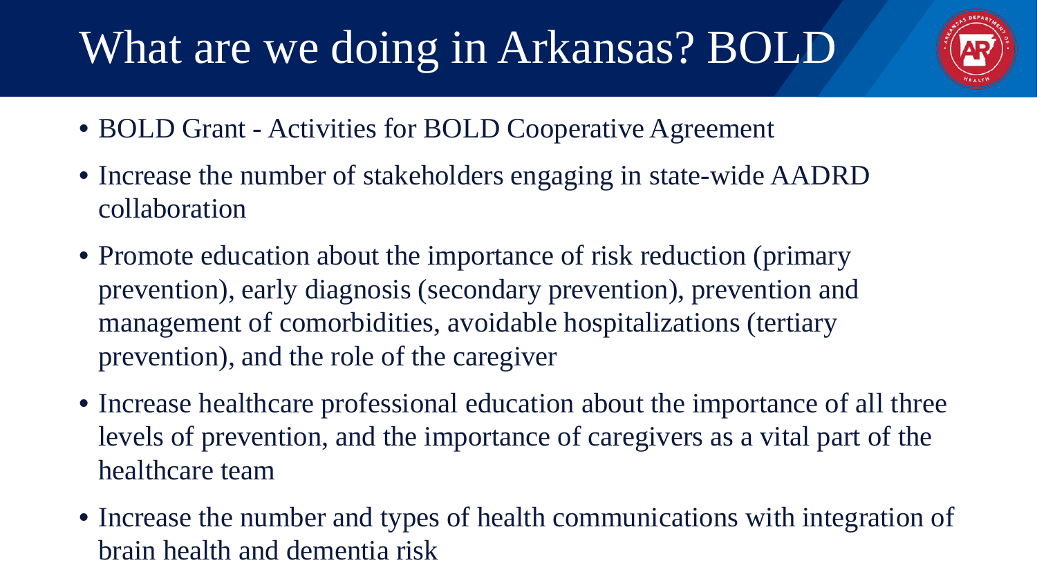# What are we doing in Arkansas? BOLD

- BOLD Grant - Activities for BOLD Cooperative Agreement
- Increase the number of stakeholders engaging in state-wide AADRD collaboration
- Promote education about the importance of risk reduction (primary prevention), early diagnosis (secondary prevention), prevention and management of comorbidities, avoidable hospitalizations (tertiary prevention), and the role of the caregiver
- Increase healthcare professional education about the importance of all three levels of prevention, and the importance of caregivers as a vital part of the healthcare team
- Increase the number and types of health communications with integration of brain health and dementia risk